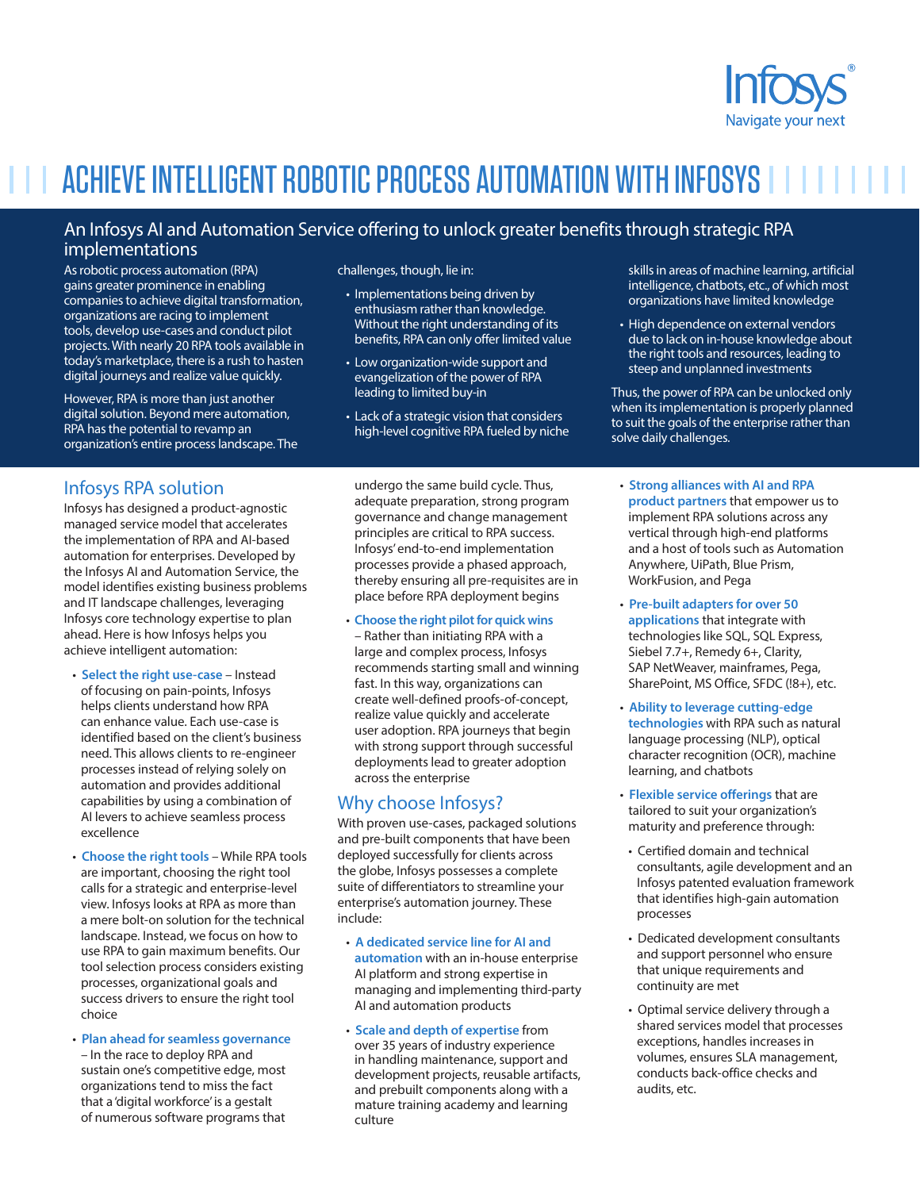# ACHIEVE INTELLIGENT ROBOTIC PROCESS AUTOMATION WITH INFOSYS

## An Infosys AI and Automation Service offering to unlock greater benefits through strategic RPA implementations

As robotic process automation (RPA) gains greater prominence in enabling companies to achieve digital transformation, organizations are racing to implement tools, develop use-cases and conduct pilot projects. With nearly 20 RPA tools available in today's marketplace, there is a rush to hasten digital journeys and realize value quickly.

However, RPA is more than just another digital solution. Beyond mere automation, RPA has the potential to revamp an organization's entire process landscape. The challenges, though, lie in:

- Implementations being driven by enthusiasm rather than knowledge. Without the right understanding of its benefits, RPA can only offer limited value
- Low organization-wide support and evangelization of the power of RPA leading to limited buy-in
- Lack of a strategic vision that considers high-level cognitive RPA fueled by niche skills in areas of machine learning, artificial intelligence, chatbots, etc., of which most organizations have limited knowledge
- High dependence on external vendors due to lack on in-house knowledge about the right tools and resources, leading to steep and unplanned investments

Thus, the power of RPA can be unlocked only when its implementation is properly planned to suit the goals of the enterprise rather than solve daily challenges.

## Infosys RPA solution

Infosys has designed a product-agnostic managed service model that accelerates the implementation of RPA and AI-based automation for enterprises. Developed by the Infosys AI and Automation Service, the model identifies existing business problems and IT landscape challenges, leveraging Infosys core technology expertise to plan ahead. Here is how Infosys helps you achieve intelligent automation:

- **Select the right use-case** – Instead of focusing on pain-points, Infosys helps clients understand how RPA can enhance value. Each use-case is identified based on the client's business need. This allows clients to re-engineer processes instead of relying solely on automation and provides additional capabilities by using a combination of AI levers to achieve seamless process excellence
- **Choose the right tools** – While RPA tools are important, choosing the right tool calls for a strategic and enterprise-level view. Infosys looks at RPA as more than a mere bolt-on solution for the technical landscape. Instead, we focus on how to use RPA to gain maximum benefits. Our tool selection process considers existing processes, organizational goals and success drivers to ensure the right tool choice
- **Plan ahead for seamless governance** – In the race to deploy RPA and sustain one's competitive edge, most organizations tend to miss the fact that a 'digital workforce' is a gestalt of numerous software programs that undergo the same build cycle. Thus, adequate preparation, strong program governance and change management principles are critical to RPA success. Infosys' end-to-end implementation processes provide a phased approach, thereby ensuring all pre-requisites are in place before RPA deployment begins
- **Choose the right pilot for quick wins** – Rather than initiating RPA with a large and complex process, Infosys recommends starting small and winning fast. In this way, organizations can create well-defined proofs-of-concept, realize value quickly and accelerate user adoption. RPA journeys that begin with strong support through successful deployments lead to greater adoption across the enterprise

## Why choose Infosys?

With proven use-cases, packaged solutions and pre-built components that have been deployed successfully for clients across the globe, Infosys possesses a complete suite of differentiators to streamline your enterprise's automation journey. These include:

- **A dedicated service line for AI and automation** with an in-house enterprise AI platform and strong expertise in managing and implementing third-party AI and automation products
- **Scale and depth of expertise** from over 35 years of industry experience in handling maintenance, support and development projects, reusable artifacts, and prebuilt components along with a mature training academy and learning culture
- **Strong alliances with AI and RPA product partners** that empower us to implement RPA solutions across any vertical through high-end platforms and a host of tools such as Automation Anywhere, UiPath, Blue Prism, WorkFusion, and Pega
- **Pre-built adapters for over 50 applications** that integrate with technologies like SQL, SQL Express, Siebel 7.7+, Remedy 6+, Clarity, SAP NetWeaver, mainframes, Pega, SharePoint, MS Office, SFDC (!8+), etc.
- **Ability to leverage cutting-edge technologies** with RPA such as natural language processing (NLP), optical character recognition (OCR), machine learning, and chatbots
- **Flexible service offerings** that are tailored to suit your organization's maturity and preference through:
  - Certified domain and technical consultants, agile development and an Infosys patented evaluation framework that identifies high-gain automation processes
  - Dedicated development consultants and support personnel who ensure that unique requirements and continuity are met
  - Optimal service delivery through a shared services model that processes exceptions, handles increases in volumes, ensures SLA management, conducts back-office checks and audits, etc.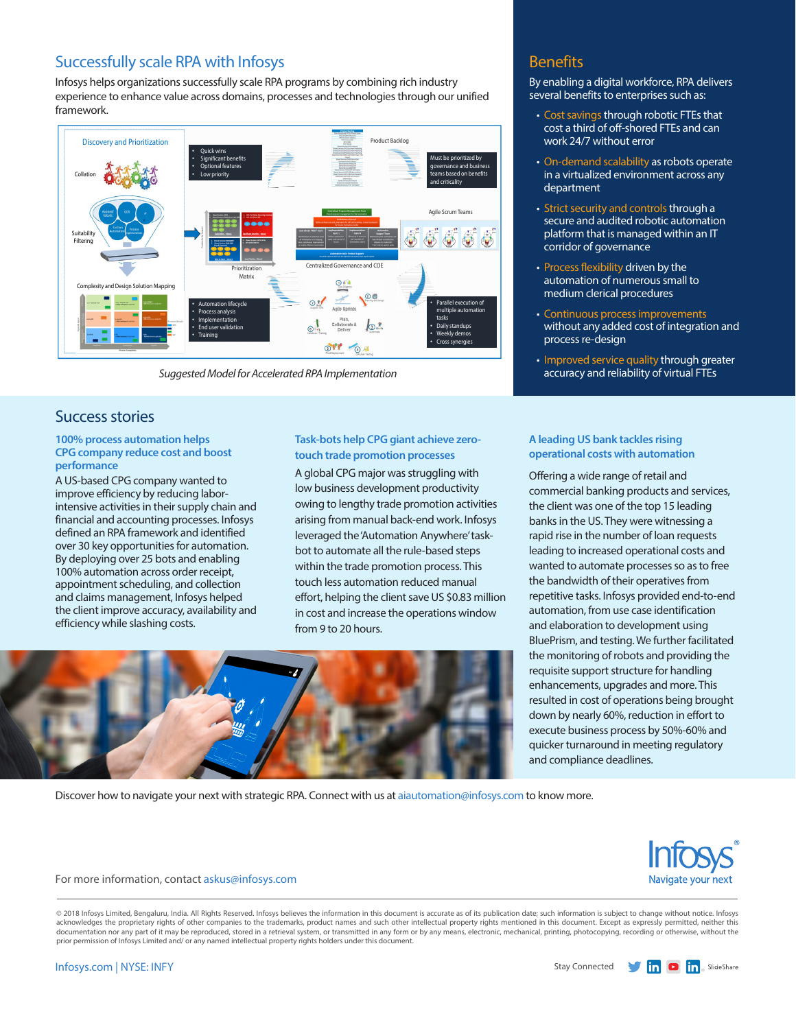## Successfully scale RPA with Infosys

Infosys helps organizations successfully scale RPA programs by combining rich industry experience to enhance value across domains, processes and technologies through our unified framework.

*Suggested Model for Accelerated RPA Implementation*

## Benefits

By enabling a digital workforce, RPA delivers several benefits to enterprises such as:

- Cost savings through robotic FTEs that cost a third of off-shored FTEs and can work 24/7 without error
- On-demand scalability as robots operate in a virtualized environment across any department
- Strict security and controls through a secure and audited robotic automation platform that is managed within an IT corridor of governance
- Process flexibility driven by the automation of numerous small to medium clerical procedures
- Continuous process improvements without any added cost of integration and process re-design
- Improved service quality through greater accuracy and reliability of virtual FTEs

## Success stories

### 100% process automation helps CPG company reduce cost and boost performance

A US-based CPG company wanted to improve efficiency by reducing labor-intensive activities in their supply chain and financial and accounting processes. Infosys defined an RPA framework and identified over 30 key opportunities for automation. By deploying over 25 bots and enabling 100% automation across order receipt, appointment scheduling, and collection and claims management, Infosys helped the client improve accuracy, availability and efficiency while slashing costs.

### Task-bots help CPG giant achieve zero-touch trade promotion processes

A global CPG major was struggling with low business development productivity owing to lengthy trade promotion activities arising from manual back-end work. Infosys leveraged the 'Automation Anywhere' task-bot to automate all the rule-based steps within the trade promotion process. This touch less automation reduced manual effort, helping the client save US $0.83 million in cost and increase the operations window from 9 to 20 hours.

### A leading US bank tackles rising operational costs with automation

Offering a wide range of retail and commercial banking products and services, the client was one of the top 15 leading banks in the US. They were witnessing a rapid rise in the number of loan requests leading to increased operational costs and wanted to automate processes so as to free the bandwidth of their operatives from repetitive tasks. Infosys provided end-to-end automation, from use case identification and elaboration to development using BluePrism, and testing. We further facilitated the monitoring of robots and providing the requisite support structure for handling enhancements, upgrades and more. This resulted in cost of operations being brought down by nearly 60%, reduction in effort to execute business process by 50%-60% and quicker turnaround in meeting regulatory and compliance deadlines.

Discover how to navigate your next with strategic RPA. Connect with us at aiautomation@infosys.com to know more.

For more information, contact askus@infosys.com

Infosys® Navigate your next

© 2018 Infosys Limited, Bengaluru, India. All Rights Reserved. Infosys believes the information in this document is accurate as of its publication date; such information is subject to change without notice. Infosys acknowledges the proprietary rights of other companies to the trademarks, product names and such other intellectual property rights mentioned in this document. Except as expressly permitted, neither this documentation nor any part of it may be reproduced, stored in a retrieval system, or transmitted in any form or by any means, electronic, mechanical, printing, photocopying, recording or otherwise, without the prior permission of Infosys Limited and/ or any named intellectual property rights holders under this document.

Infosys.com | NYSE: INFY

Stay Connected